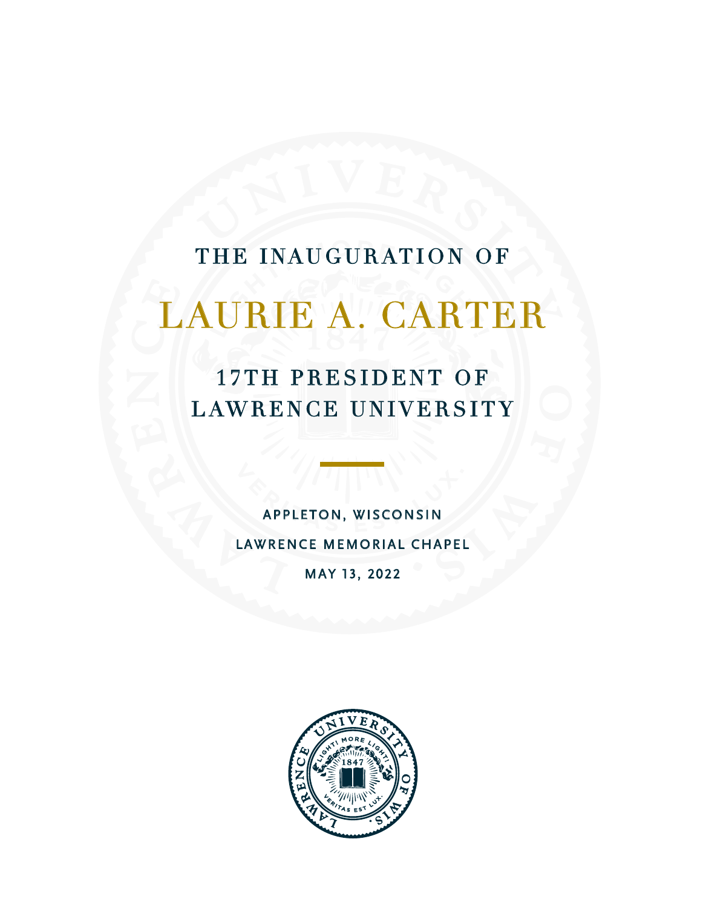# THE INAUGURATION OF

# LAURIE A. CARTER

## 17TH PRESIDENT OF LAWRENCE UNIVERSITY

APPLETON, WISCONSIN

LAWRENCE MEMORIAL CHAPEL

MAY 13, 2022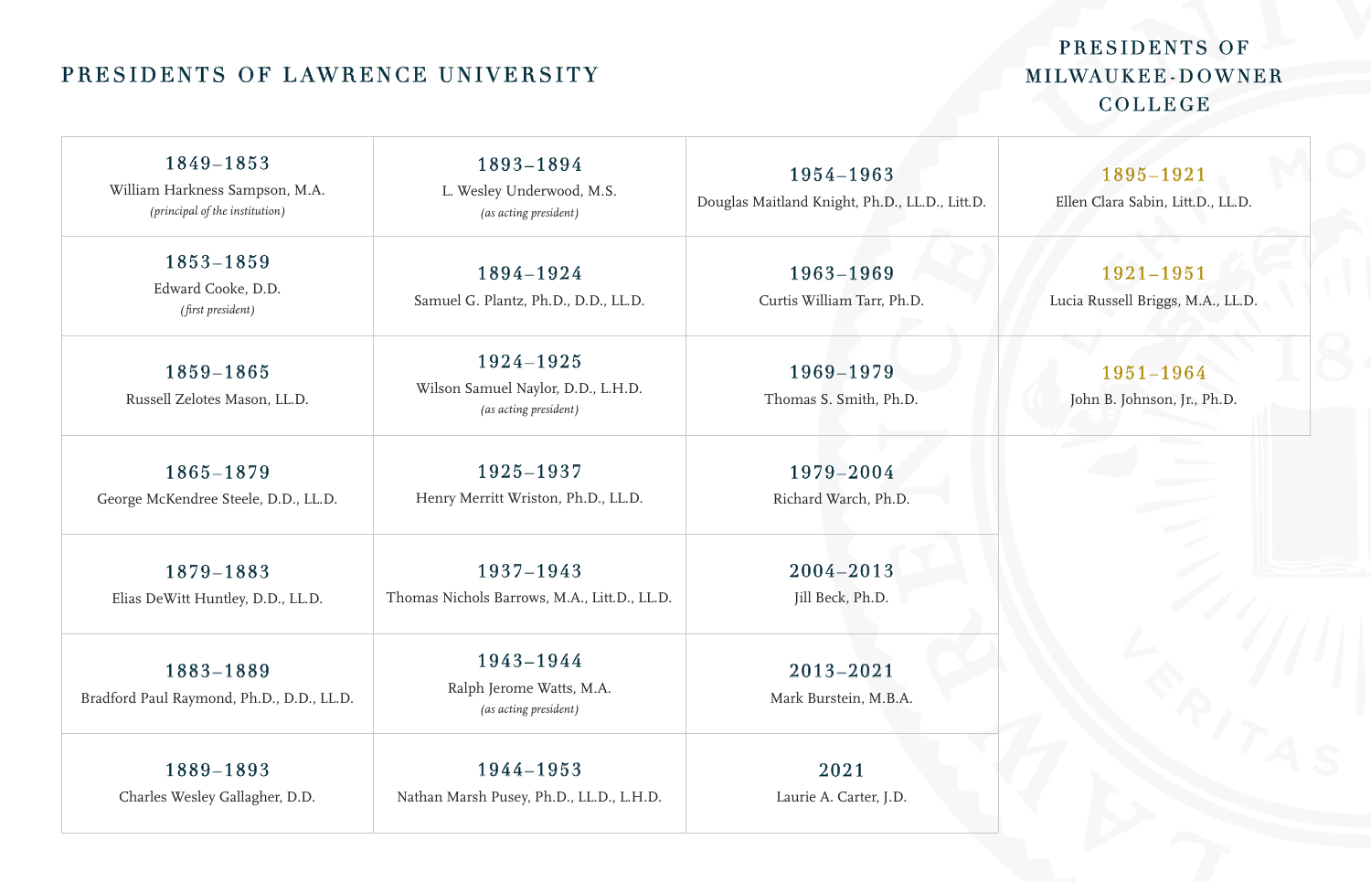## PRESIDENTS OF LAWRENCE UNIVERSITY

**1849–1853**
William Harkness Sampson, M.A.
*(principal of the institution)*

**1853–1859**
Edward Cooke, D.D.
*(first president)*

**1859–1865**
Russell Zelotes Mason, LL.D.

**1865–1879**
George McKendree Steele, D.D., LL.D.

**1879–1883**
Elias DeWitt Huntley, D.D., LL.D.

**1883–1889**
Bradford Paul Raymond, Ph.D., D.D., LL.D.

**1889–1893**
Charles Wesley Gallagher, D.D.

**1893–1894**
L. Wesley Underwood, M.S.
*(as acting president)*

**1894–1924**
Samuel G. Plantz, Ph.D., D.D., LL.D.

**1924–1925**
Wilson Samuel Naylor, D.D., L.H.D.
*(as acting president)*

**1925–1937**
Henry Merritt Wriston, Ph.D., LL.D.

**1937–1943**
Thomas Nichols Barrows, M.A., Litt.D., LL.D.

**1943–1944**
Ralph Jerome Watts, M.A.
*(as acting president)*

**1944–1953**
Nathan Marsh Pusey, Ph.D., LL.D., L.H.D.

**1954–1963**
Douglas Maitland Knight, Ph.D., LL.D., Litt.D.

**1963–1969**
Curtis William Tarr, Ph.D.

**1969–1979**
Thomas S. Smith, Ph.D.

**1979–2004**
Richard Warch, Ph.D.

**2004–2013**
Jill Beck, Ph.D.

**2013–2021**
Mark Burstein, M.B.A.

**2021**
Laurie A. Carter, J.D.

## PRESIDENTS OF MILWAUKEE-DOWNER COLLEGE

**1895–1921**
Ellen Clara Sabin, Litt.D., LL.D.

**1921–1951**
Lucia Russell Briggs, M.A., LL.D.

**1951–1964**
John B. Johnson, Jr., Ph.D.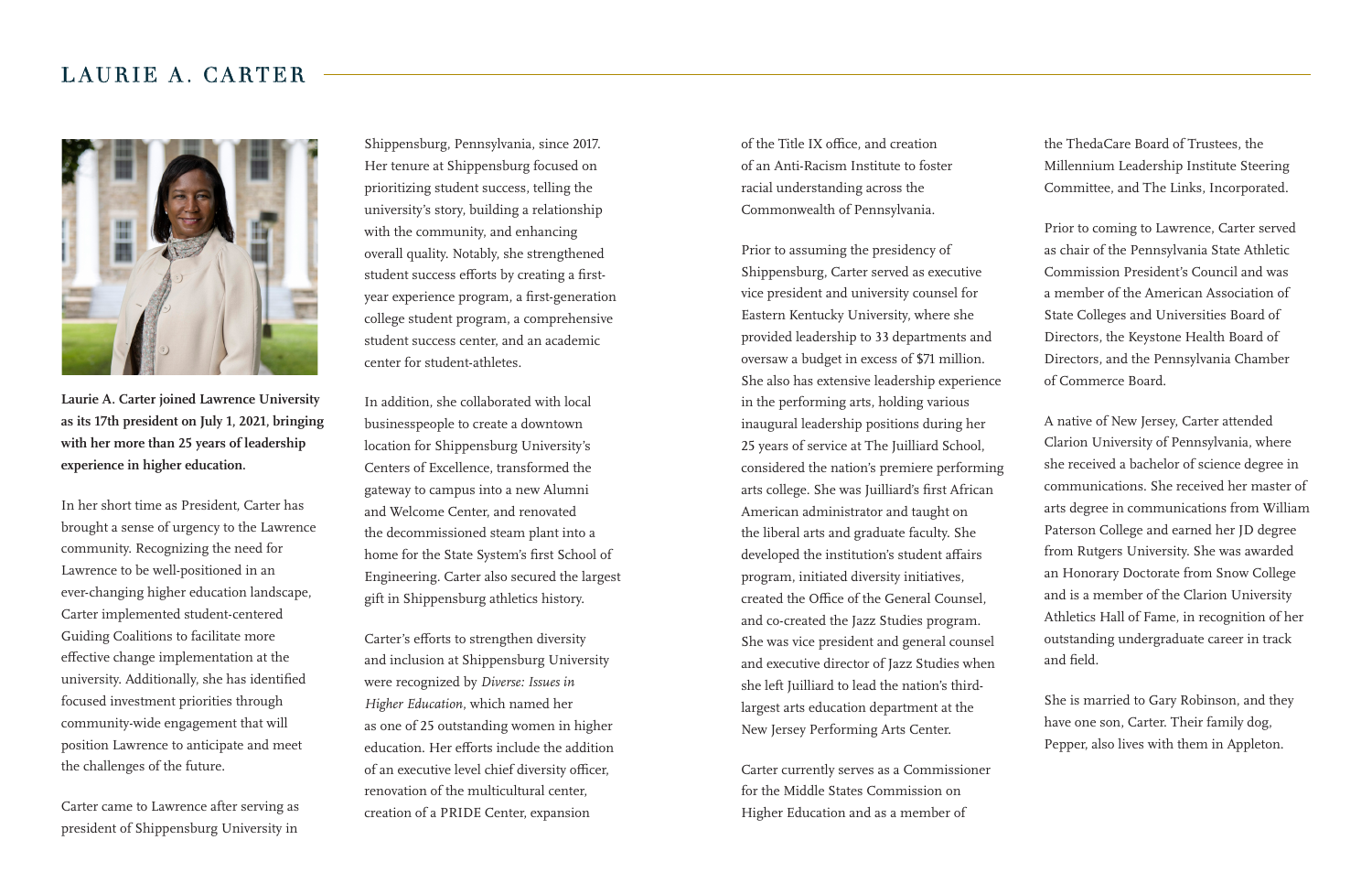## LAURIE A. CARTER

**Laurie A. Carter joined Lawrence University as its 17th president on July 1, 2021, bringing with her more than 25 years of leadership experience in higher education.**

In her short time as President, Carter has brought a sense of urgency to the Lawrence community. Recognizing the need for Lawrence to be well-positioned in an ever-changing higher education landscape, Carter implemented student-centered Guiding Coalitions to facilitate more effective change implementation at the university. Additionally, she has identified focused investment priorities through community-wide engagement that will position Lawrence to anticipate and meet the challenges of the future.

Carter came to Lawrence after serving as president of Shippensburg University in Shippensburg, Pennsylvania, since 2017. Her tenure at Shippensburg focused on prioritizing student success, telling the university's story, building a relationship with the community, and enhancing overall quality. Notably, she strengthened student success efforts by creating a first-year experience program, a first-generation college student program, a comprehensive student success center, and an academic center for student-athletes.

In addition, she collaborated with local businesspeople to create a downtown location for Shippensburg University's Centers of Excellence, transformed the gateway to campus into a new Alumni and Welcome Center, and renovated the decommissioned steam plant into a home for the State System's first School of Engineering. Carter also secured the largest gift in Shippensburg athletics history.

Carter's efforts to strengthen diversity and inclusion at Shippensburg University were recognized by *Diverse: Issues in Higher Education*, which named her as one of 25 outstanding women in higher education. Her efforts include the addition of an executive level chief diversity officer, renovation of the multicultural center, creation of a PRIDE Center, expansion of the Title IX office, and creation of an Anti-Racism Institute to foster racial understanding across the Commonwealth of Pennsylvania.

Prior to assuming the presidency of Shippensburg, Carter served as executive vice president and university counsel for Eastern Kentucky University, where she provided leadership to 33 departments and oversaw a budget in excess of $71 million. She also has extensive leadership experience in the performing arts, holding various inaugural leadership positions during her 25 years of service at The Juilliard School, considered the nation's premiere performing arts college. She was Juilliard's first African American administrator and taught on the liberal arts and graduate faculty. She developed the institution's student affairs program, initiated diversity initiatives, created the Office of the General Counsel, and co-created the Jazz Studies program. She was vice president and general counsel and executive director of Jazz Studies when she left Juilliard to lead the nation's third-largest arts education department at the New Jersey Performing Arts Center.

Carter currently serves as a Commissioner for the Middle States Commission on Higher Education and as a member of the ThedaCare Board of Trustees, the Millennium Leadership Institute Steering Committee, and The Links, Incorporated.

Prior to coming to Lawrence, Carter served as chair of the Pennsylvania State Athletic Commission President's Council and was a member of the American Association of State Colleges and Universities Board of Directors, the Keystone Health Board of Directors, and the Pennsylvania Chamber of Commerce Board.

A native of New Jersey, Carter attended Clarion University of Pennsylvania, where she received a bachelor of science degree in communications. She received her master of arts degree in communications from William Paterson College and earned her JD degree from Rutgers University. She was awarded an Honorary Doctorate from Snow College and is a member of the Clarion University Athletics Hall of Fame, in recognition of her outstanding undergraduate career in track and field.

She is married to Gary Robinson, and they have one son, Carter. Their family dog, Pepper, also lives with them in Appleton.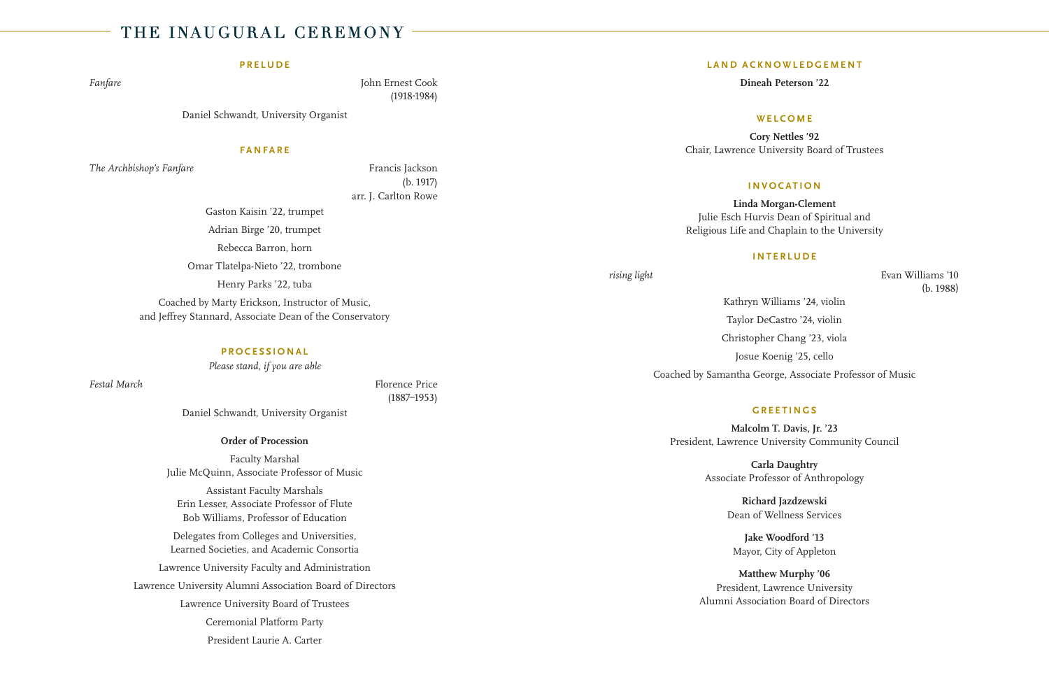# THE INAUGURAL CEREMONY

## PRELUDE

*Fanfare* — John Ernest Cook (1918-1984)

Daniel Schwandt, University Organist

## FANFARE

*The Archbishop's Fanfare* — Francis Jackson (b. 1917), arr. J. Carlton Rowe

Gaston Kaisin '22, trumpet

Adrian Birge '20, trumpet

Rebecca Barron, horn

Omar Tlatelpa-Nieto '22, trombone

Henry Parks '22, tuba

Coached by Marty Erickson, Instructor of Music, and Jeffrey Stannard, Associate Dean of the Conservatory

## PROCESSIONAL

*Please stand, if you are able*

*Festal March* — Florence Price (1887–1953)

Daniel Schwandt, University Organist

**Order of Procession**

Faculty Marshal
Julie McQuinn, Associate Professor of Music

Assistant Faculty Marshals
Erin Lesser, Associate Professor of Flute
Bob Williams, Professor of Education

Delegates from Colleges and Universities, Learned Societies, and Academic Consortia

Lawrence University Faculty and Administration

Lawrence University Alumni Association Board of Directors

Lawrence University Board of Trustees

Ceremonial Platform Party

President Laurie A. Carter

## LAND ACKNOWLEDGEMENT

**Dineah Peterson '22**

## WELCOME

**Cory Nettles '92**
Chair, Lawrence University Board of Trustees

## INVOCATION

**Linda Morgan-Clement**
Julie Esch Hurvis Dean of Spiritual and Religious Life and Chaplain to the University

## INTERLUDE

*rising light* — Evan Williams '10 (b. 1988)

Kathryn Williams '24, violin

Taylor DeCastro '24, violin

Christopher Chang '23, viola

Josue Koenig '25, cello

Coached by Samantha George, Associate Professor of Music

## GREETINGS

**Malcolm T. Davis, Jr. '23**
President, Lawrence University Community Council

**Carla Daughtry**
Associate Professor of Anthropology

**Richard Jazdzewski**
Dean of Wellness Services

**Jake Woodford '13**
Mayor, City of Appleton

**Matthew Murphy '06**
President, Lawrence University Alumni Association Board of Directors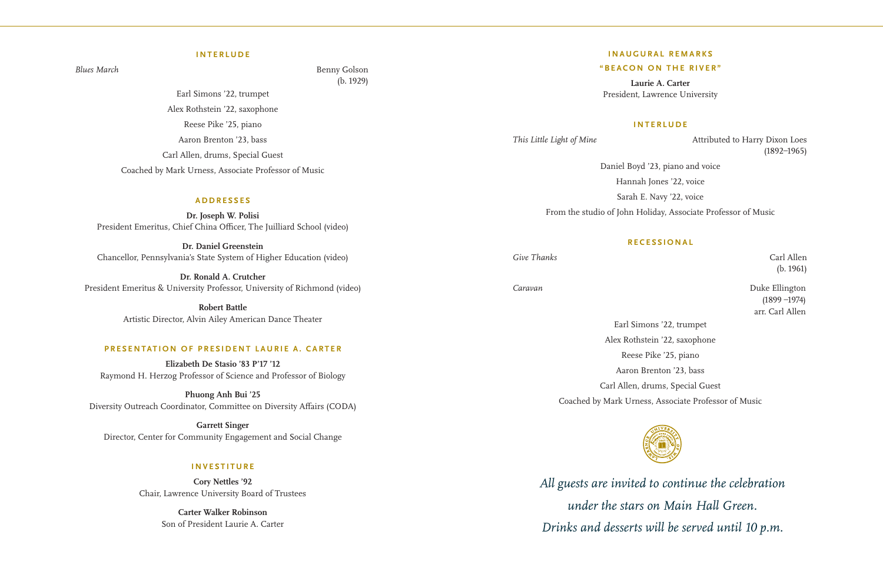## INTERLUDE

*Blues March* — Benny Golson (b. 1929)

Earl Simons '22, trumpet

Alex Rothstein '22, saxophone

Reese Pike '25, piano

Aaron Brenton '23, bass

Carl Allen, drums, Special Guest

Coached by Mark Urness, Associate Professor of Music

## ADDRESSES

**Dr. Joseph W. Polisi**
President Emeritus, Chief China Officer, The Juilliard School (video)

**Dr. Daniel Greenstein**
Chancellor, Pennsylvania's State System of Higher Education (video)

**Dr. Ronald A. Crutcher**
President Emeritus & University Professor, University of Richmond (video)

**Robert Battle**
Artistic Director, Alvin Ailey American Dance Theater

## PRESENTATION OF PRESIDENT LAURIE A. CARTER

**Elizabeth De Stasio '83 P'17 '12**
Raymond H. Herzog Professor of Science and Professor of Biology

**Phuong Anh Bui '25**
Diversity Outreach Coordinator, Committee on Diversity Affairs (CODA)

**Garrett Singer**
Director, Center for Community Engagement and Social Change

## INVESTITURE

**Cory Nettles '92**
Chair, Lawrence University Board of Trustees

**Carter Walker Robinson**
Son of President Laurie A. Carter

## INAUGURAL REMARKS

## "BEACON ON THE RIVER"

**Laurie A. Carter**
President, Lawrence University

## INTERLUDE

*This Little Light of Mine* — Attributed to Harry Dixon Loes (1892–1965)

Daniel Boyd '23, piano and voice

Hannah Jones '22, voice

Sarah E. Navy '22, voice

From the studio of John Holiday, Associate Professor of Music

## RECESSIONAL

*Give Thanks* — Carl Allen (b. 1961)

*Caravan* — Duke Ellington (1899 –1974) arr. Carl Allen

Earl Simons '22, trumpet

Alex Rothstein '22, saxophone

Reese Pike '25, piano

Aaron Brenton '23, bass

Carl Allen, drums, Special Guest

Coached by Mark Urness, Associate Professor of Music

*All guests are invited to continue the celebration under the stars on Main Hall Green. Drinks and desserts will be served until 10 p.m.*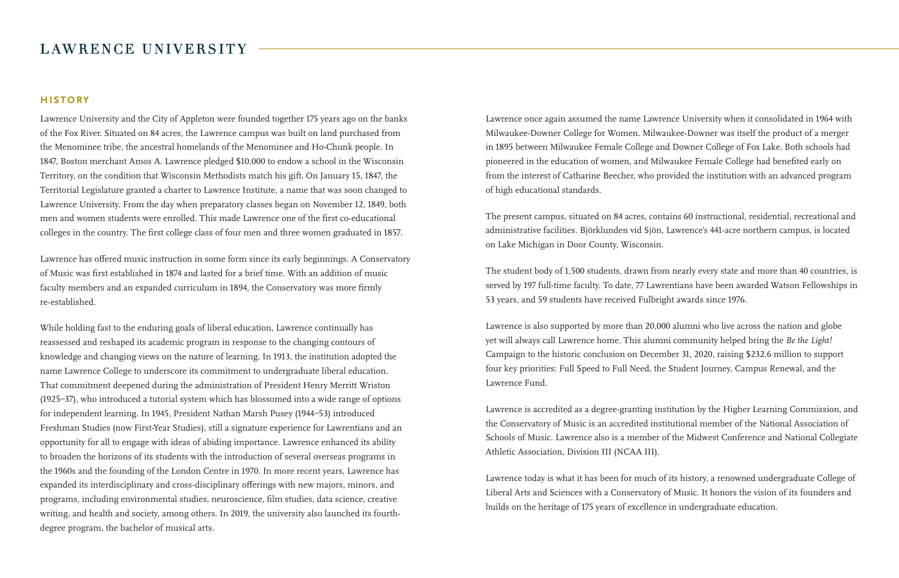# LAWRENCE UNIVERSITY

## HISTORY

Lawrence University and the City of Appleton were founded together 175 years ago on the banks of the Fox River. Situated on 84 acres, the Lawrence campus was built on land purchased from the Menominee tribe, the ancestral homelands of the Menominee and Ho-Chunk people. In 1847, Boston merchant Amos A. Lawrence pledged $10,000 to endow a school in the Wisconsin Territory, on the condition that Wisconsin Methodists match his gift. On January 15, 1847, the Territorial Legislature granted a charter to Lawrence Institute, a name that was soon changed to Lawrence University. From the day when preparatory classes began on November 12, 1849, both men and women students were enrolled. This made Lawrence one of the first co-educational colleges in the country. The first college class of four men and three women graduated in 1857.

Lawrence has offered music instruction in some form since its early beginnings. A Conservatory of Music was first established in 1874 and lasted for a brief time. With an addition of music faculty members and an expanded curriculum in 1894, the Conservatory was more firmly re-established.

While holding fast to the enduring goals of liberal education, Lawrence continually has reassessed and reshaped its academic program in response to the changing contours of knowledge and changing views on the nature of learning. In 1913, the institution adopted the name Lawrence College to underscore its commitment to undergraduate liberal education. That commitment deepened during the administration of President Henry Merritt Wriston (1925–37), who introduced a tutorial system which has blossomed into a wide range of options for independent learning. In 1945, President Nathan Marsh Pusey (1944–53) introduced Freshman Studies (now First-Year Studies), still a signature experience for Lawrentians and an opportunity for all to engage with ideas of abiding importance. Lawrence enhanced its ability to broaden the horizons of its students with the introduction of several overseas programs in the 1960s and the founding of the London Centre in 1970. In more recent years, Lawrence has expanded its interdisciplinary and cross-disciplinary offerings with new majors, minors, and programs, including environmental studies, neuroscience, film studies, data science, creative writing, and health and society, among others. In 2019, the university also launched its fourth-degree program, the bachelor of musical arts.

Lawrence once again assumed the name Lawrence University when it consolidated in 1964 with Milwaukee-Downer College for Women. Milwaukee-Downer was itself the product of a merger in 1895 between Milwaukee Female College and Downer College of Fox Lake. Both schools had pioneered in the education of women, and Milwaukee Female College had benefited early on from the interest of Catharine Beecher, who provided the institution with an advanced program of high educational standards.

The present campus, situated on 84 acres, contains 60 instructional, residential, recreational and administrative facilities. Björklunden vid Sjön, Lawrence's 441-acre northern campus, is located on Lake Michigan in Door County, Wisconsin.

The student body of 1,500 students, drawn from nearly every state and more than 40 countries, is served by 197 full-time faculty. To date, 77 Lawrentians have been awarded Watson Fellowships in 53 years, and 59 students have received Fulbright awards since 1976.

Lawrence is also supported by more than 20,000 alumni who live across the nation and globe yet will always call Lawrence home. This alumni community helped bring the *Be the Light!* Campaign to the historic conclusion on December 31, 2020, raising $232.6 million to support four key priorities: Full Speed to Full Need, the Student Journey, Campus Renewal, and the Lawrence Fund.

Lawrence is accredited as a degree-granting institution by the Higher Learning Commission, and the Conservatory of Music is an accredited institutional member of the National Association of Schools of Music. Lawrence also is a member of the Midwest Conference and National Collegiate Athletic Association, Division III (NCAA III).

Lawrence today is what it has been for much of its history, a renowned undergraduate College of Liberal Arts and Sciences with a Conservatory of Music. It honors the vision of its founders and builds on the heritage of 175 years of excellence in undergraduate education.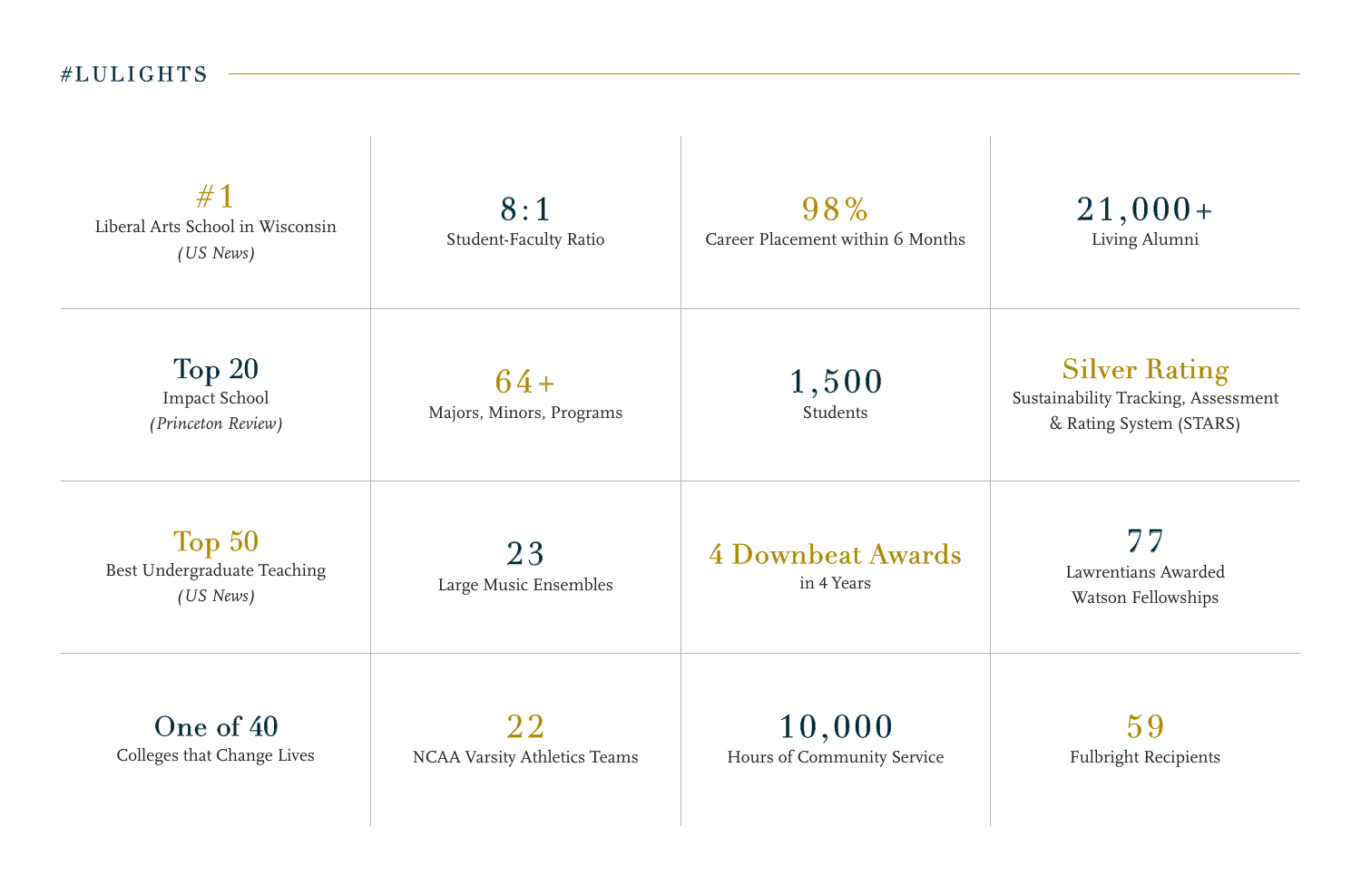## #LULIGHTS

| | | | |
|---|---|---|---|
| **#1** Liberal Arts School in Wisconsin *(US News)* | **8:1** Student-Faculty Ratio | **98%** Career Placement within 6 Months | **21,000+** Living Alumni |
| **Top 20** Impact School *(Princeton Review)* | **64+** Majors, Minors, Programs | **1,500** Students | **Silver Rating** Sustainability Tracking, Assessment & Rating System (STARS) |
| **Top 50** Best Undergraduate Teaching *(US News)* | **23** Large Music Ensembles | **4 Downbeat Awards** in 4 Years | **77** Lawrentians Awarded Watson Fellowships |
| **One of 40** Colleges that Change Lives | **22** NCAA Varsity Athletics Teams | **10,000** Hours of Community Service | **59** Fulbright Recipients |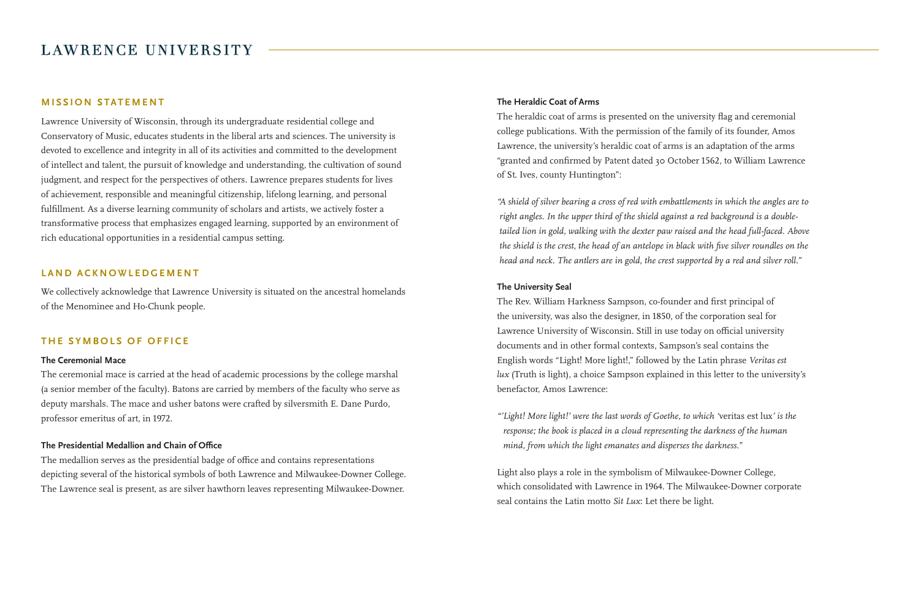# LAWRENCE UNIVERSITY

## MISSION STATEMENT

Lawrence University of Wisconsin, through its undergraduate residential college and Conservatory of Music, educates students in the liberal arts and sciences. The university is devoted to excellence and integrity in all of its activities and committed to the development of intellect and talent, the pursuit of knowledge and understanding, the cultivation of sound judgment, and respect for the perspectives of others. Lawrence prepares students for lives of achievement, responsible and meaningful citizenship, lifelong learning, and personal fulfillment. As a diverse learning community of scholars and artists, we actively foster a transformative process that emphasizes engaged learning, supported by an environment of rich educational opportunities in a residential campus setting.

## LAND ACKNOWLEDGEMENT

We collectively acknowledge that Lawrence University is situated on the ancestral homelands of the Menominee and Ho-Chunk people.

## THE SYMBOLS OF OFFICE

### The Ceremonial Mace

The ceremonial mace is carried at the head of academic processions by the college marshal (a senior member of the faculty). Batons are carried by members of the faculty who serve as deputy marshals. The mace and usher batons were crafted by silversmith E. Dane Purdo, professor emeritus of art, in 1972.

### The Presidential Medallion and Chain of Office

The medallion serves as the presidential badge of office and contains representations depicting several of the historical symbols of both Lawrence and Milwaukee-Downer College. The Lawrence seal is present, as are silver hawthorn leaves representing Milwaukee-Downer.

### The Heraldic Coat of Arms

The heraldic coat of arms is presented on the university flag and ceremonial college publications. With the permission of the family of its founder, Amos Lawrence, the university's heraldic coat of arms is an adaptation of the arms "granted and confirmed by Patent dated 30 October 1562, to William Lawrence of St. Ives, county Huntington":

*"A shield of silver bearing a cross of red with embattlements in which the angles are to right angles. In the upper third of the shield against a red background is a double-tailed lion in gold, walking with the dexter paw raised and the head full-faced. Above the shield is the crest, the head of an antelope in black with five silver roundles on the head and neck. The antlers are in gold, the crest supported by a red and silver roll."*

### The University Seal

The Rev. William Harkness Sampson, co-founder and first principal of the university, was also the designer, in 1850, of the corporation seal for Lawrence University of Wisconsin. Still in use today on official university documents and in other formal contexts, Sampson's seal contains the English words "Light! More light!," followed by the Latin phrase *Veritas est lux* (Truth is light), a choice Sampson explained in this letter to the university's benefactor, Amos Lawrence:

*"'Light! More light!' were the last words of Goethe, to which '*veritas est lux*' is the response; the book is placed in a cloud representing the darkness of the human mind, from which the light emanates and disperses the darkness."*

Light also plays a role in the symbolism of Milwaukee-Downer College, which consolidated with Lawrence in 1964. The Milwaukee-Downer corporate seal contains the Latin motto *Sit Lux*: Let there be light.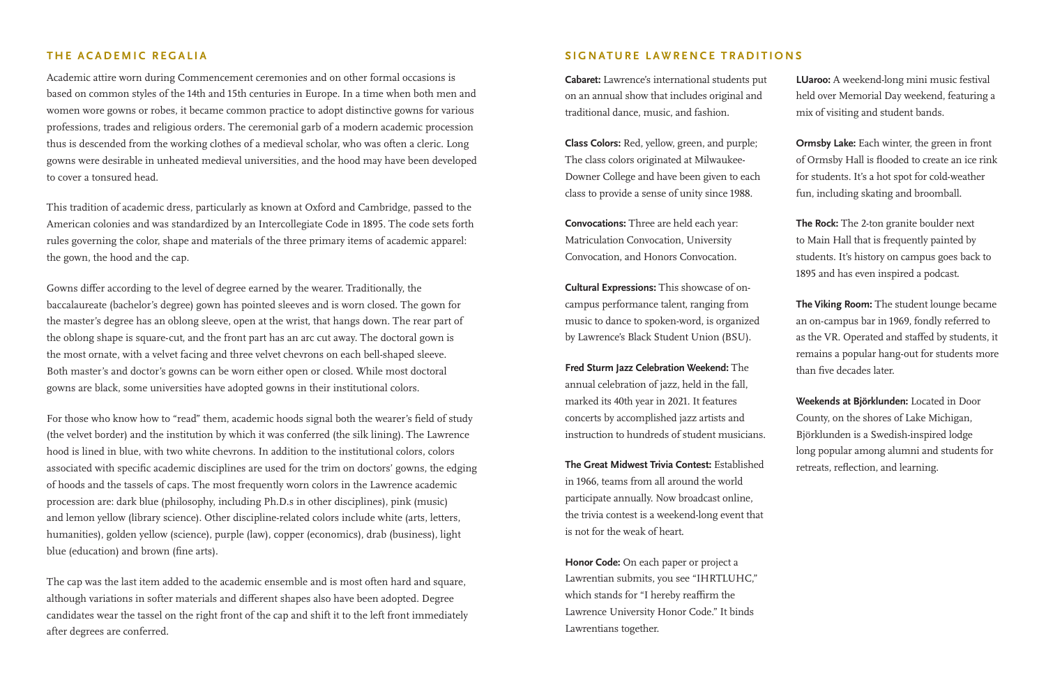## THE ACADEMIC REGALIA

Academic attire worn during Commencement ceremonies and on other formal occasions is based on common styles of the 14th and 15th centuries in Europe. In a time when both men and women wore gowns or robes, it became common practice to adopt distinctive gowns for various professions, trades and religious orders. The ceremonial garb of a modern academic procession thus is descended from the working clothes of a medieval scholar, who was often a cleric. Long gowns were desirable in unheated medieval universities, and the hood may have been developed to cover a tonsured head.

This tradition of academic dress, particularly as known at Oxford and Cambridge, passed to the American colonies and was standardized by an Intercollegiate Code in 1895. The code sets forth rules governing the color, shape and materials of the three primary items of academic apparel: the gown, the hood and the cap.

Gowns differ according to the level of degree earned by the wearer. Traditionally, the baccalaureate (bachelor's degree) gown has pointed sleeves and is worn closed. The gown for the master's degree has an oblong sleeve, open at the wrist, that hangs down. The rear part of the oblong shape is square-cut, and the front part has an arc cut away. The doctoral gown is the most ornate, with a velvet facing and three velvet chevrons on each bell-shaped sleeve. Both master's and doctor's gowns can be worn either open or closed. While most doctoral gowns are black, some universities have adopted gowns in their institutional colors.

For those who know how to "read" them, academic hoods signal both the wearer's field of study (the velvet border) and the institution by which it was conferred (the silk lining). The Lawrence hood is lined in blue, with two white chevrons. In addition to the institutional colors, colors associated with specific academic disciplines are used for the trim on doctors' gowns, the edging of hoods and the tassels of caps. The most frequently worn colors in the Lawrence academic procession are: dark blue (philosophy, including Ph.D.s in other disciplines), pink (music) and lemon yellow (library science). Other discipline-related colors include white (arts, letters, humanities), golden yellow (science), purple (law), copper (economics), drab (business), light blue (education) and brown (fine arts).

The cap was the last item added to the academic ensemble and is most often hard and square, although variations in softer materials and different shapes also have been adopted. Degree candidates wear the tassel on the right front of the cap and shift it to the left front immediately after degrees are conferred.

## SIGNATURE LAWRENCE TRADITIONS

**Cabaret:** Lawrence's international students put on an annual show that includes original and traditional dance, music, and fashion.

**Class Colors:** Red, yellow, green, and purple; The class colors originated at Milwaukee-Downer College and have been given to each class to provide a sense of unity since 1988.

**Convocations:** Three are held each year: Matriculation Convocation, University Convocation, and Honors Convocation.

**Cultural Expressions:** This showcase of on-campus performance talent, ranging from music to dance to spoken-word, is organized by Lawrence's Black Student Union (BSU).

**Fred Sturm Jazz Celebration Weekend:** The annual celebration of jazz, held in the fall, marked its 40th year in 2021. It features concerts by accomplished jazz artists and instruction to hundreds of student musicians.

**The Great Midwest Trivia Contest:** Established in 1966, teams from all around the world participate annually. Now broadcast online, the trivia contest is a weekend-long event that is not for the weak of heart.

**Honor Code:** On each paper or project a Lawrentian submits, you see "IHRTLUHC," which stands for "I hereby reaffirm the Lawrence University Honor Code." It binds Lawrentians together.

**LUaroo:** A weekend-long mini music festival held over Memorial Day weekend, featuring a mix of visiting and student bands.

**Ormsby Lake:** Each winter, the green in front of Ormsby Hall is flooded to create an ice rink for students. It's a hot spot for cold-weather fun, including skating and broomball.

**The Rock:** The 2-ton granite boulder next to Main Hall that is frequently painted by students. It's history on campus goes back to 1895 and has even inspired a podcast.

**The Viking Room:** The student lounge became an on-campus bar in 1969, fondly referred to as the VR. Operated and staffed by students, it remains a popular hang-out for students more than five decades later.

**Weekends at Björklunden:** Located in Door County, on the shores of Lake Michigan, Björklunden is a Swedish-inspired lodge long popular among alumni and students for retreats, reflection, and learning.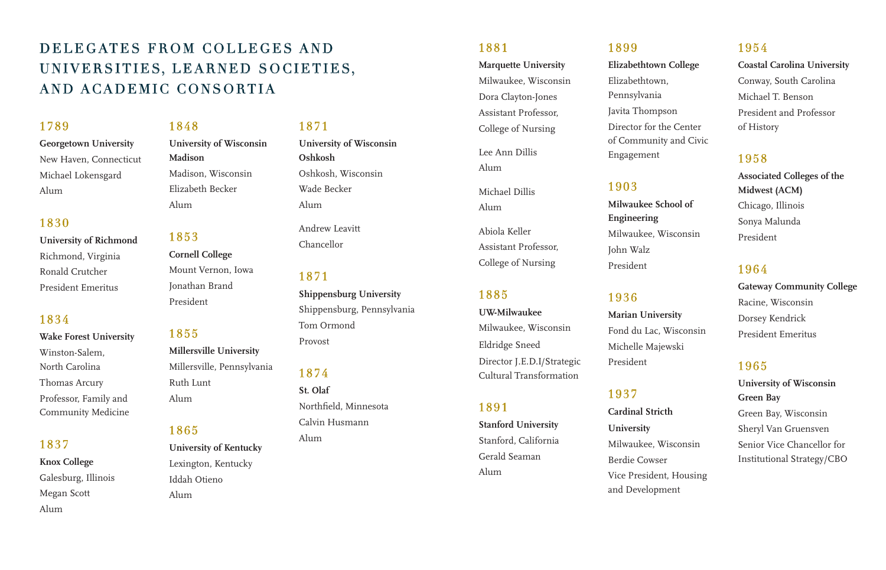# DELEGATES FROM COLLEGES AND UNIVERSITIES, LEARNED SOCIETIES, AND ACADEMIC CONSORTIA

### 1789

**Georgetown University**
New Haven, Connecticut
Michael Lokensgard
Alum

### 1830

**University of Richmond**
Richmond, Virginia
Ronald Crutcher
President Emeritus

### 1834

**Wake Forest University**
Winston-Salem, North Carolina
Thomas Arcury
Professor, Family and Community Medicine

### 1837

**Knox College**
Galesburg, Illinois
Megan Scott
Alum

### 1848

**University of Wisconsin Madison**
Madison, Wisconsin
Elizabeth Becker
Alum

### 1853

**Cornell College**
Mount Vernon, Iowa
Jonathan Brand
President

### 1855

**Millersville University**
Millersville, Pennsylvania
Ruth Lunt
Alum

### 1865

**University of Kentucky**
Lexington, Kentucky
Iddah Otieno
Alum

### 1871

**University of Wisconsin Oshkosh**
Oshkosh, Wisconsin
Wade Becker
Alum

Andrew Leavitt
Chancellor

### 1871

**Shippensburg University**
Shippensburg, Pennsylvania
Tom Ormond
Provost

### 1874

**St. Olaf**
Northfield, Minnesota
Calvin Husmann
Alum

### 1881

**Marquette University**
Milwaukee, Wisconsin
Dora Clayton-Jones
Assistant Professor, College of Nursing

Lee Ann Dillis
Alum

Michael Dillis
Alum

Abiola Keller
Assistant Professor, College of Nursing

### 1885

**UW-Milwaukee**
Milwaukee, Wisconsin
Eldridge Sneed
Director J.E.D.I/Strategic Cultural Transformation

### 1891

**Stanford University**
Stanford, California
Gerald Seaman
Alum

### 1899

**Elizabethtown College**
Elizabethtown, Pennsylvania
Javita Thompson
Director for the Center of Community and Civic Engagement

### 1903

**Milwaukee School of Engineering**
Milwaukee, Wisconsin
John Walz
President

### 1936

**Marian University**
Fond du Lac, Wisconsin
Michelle Majewski
President

### 1937

**Cardinal Stricth University**
Milwaukee, Wisconsin
Berdie Cowser
Vice President, Housing and Development

### 1954

**Coastal Carolina University**
Conway, South Carolina
Michael T. Benson
President and Professor of History

### 1958

**Associated Colleges of the Midwest (ACM)**
Chicago, Illinois
Sonya Malunda
President

### 1964

**Gateway Community College**
Racine, Wisconsin
Dorsey Kendrick
President Emeritus

### 1965

**University of Wisconsin Green Bay**
Green Bay, Wisconsin
Sheryl Van Gruensven
Senior Vice Chancellor for Institutional Strategy/CBO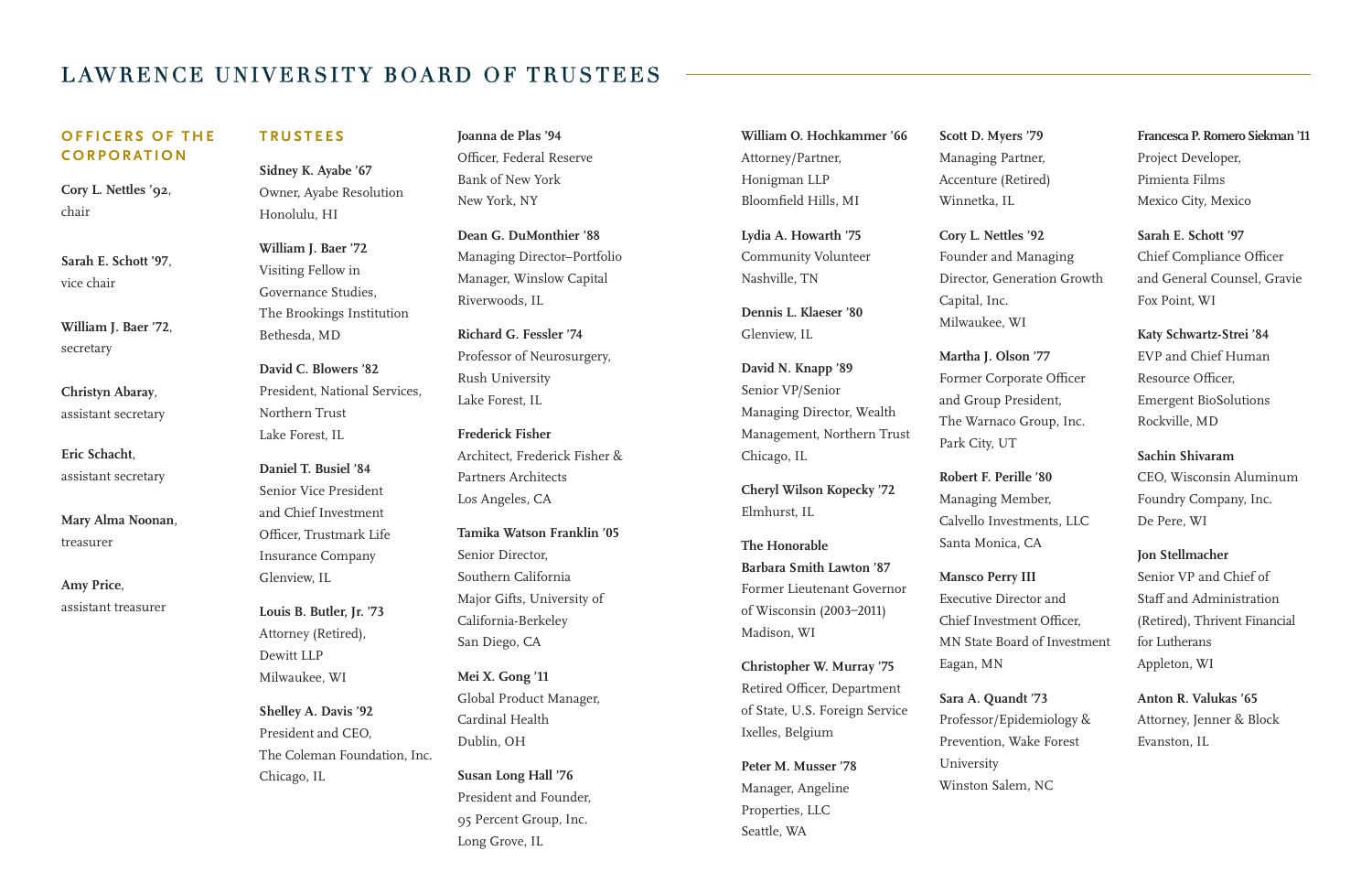# LAWRENCE UNIVERSITY BOARD OF TRUSTEES

## OFFICERS OF THE CORPORATION

**Cory L. Nettles ’92**, chair

**Sarah E. Schott ’97**, vice chair

**William J. Baer ’72**, secretary

**Christyn Abaray**, assistant secretary

**Eric Schacht**, assistant secretary

**Mary Alma Noonan**, treasurer

**Amy Price**, assistant treasurer

## TRUSTEES

**Sidney K. Ayabe ’67**
Owner, Ayabe Resolution
Honolulu, HI

**William J. Baer ’72**
Visiting Fellow in Governance Studies, The Brookings Institution
Bethesda, MD

**David C. Blowers ’82**
President, National Services, Northern Trust
Lake Forest, IL

**Daniel T. Busiel ’84**
Senior Vice President and Chief Investment Officer, Trustmark Life Insurance Company
Glenview, IL

**Louis B. Butler, Jr. ’73**
Attorney (Retired), Dewitt LLP
Milwaukee, WI

**Shelley A. Davis ’92**
President and CEO, The Coleman Foundation, Inc.
Chicago, IL

**Joanna de Plas ’94**
Officer, Federal Reserve Bank of New York
New York, NY

**Dean G. DuMonthier ’88**
Managing Director–Portfolio Manager, Winslow Capital
Riverwoods, IL

**Richard G. Fessler ’74**
Professor of Neurosurgery, Rush University
Lake Forest, IL

**Frederick Fisher**
Architect, Frederick Fisher & Partners Architects
Los Angeles, CA

**Tamika Watson Franklin ’05**
Senior Director, Southern California Major Gifts, University of California-Berkeley
San Diego, CA

**Mei X. Gong ’11**
Global Product Manager, Cardinal Health
Dublin, OH

**Susan Long Hall ’76**
President and Founder, 95 Percent Group, Inc.
Long Grove, IL

**William O. Hochkammer ’66**
Attorney/Partner, Honigman LLP
Bloomfield Hills, MI

**Lydia A. Howarth ’75**
Community Volunteer
Nashville, TN

**Dennis L. Klaeser ’80**
Glenview, IL

**David N. Knapp ’89**
Senior VP/Senior Managing Director, Wealth Management, Northern Trust
Chicago, IL

**Cheryl Wilson Kopecky ’72**
Elmhurst, IL

**The Honorable Barbara Smith Lawton ’87**
Former Lieutenant Governor of Wisconsin (2003–2011)
Madison, WI

**Christopher W. Murray ’75**
Retired Officer, Department of State, U.S. Foreign Service
Ixelles, Belgium

**Peter M. Musser ’78**
Manager, Angeline Properties, LLC
Seattle, WA

**Scott D. Myers ’79**
Managing Partner, Accenture (Retired)
Winnetka, IL

**Cory L. Nettles ’92**
Founder and Managing Director, Generation Growth Capital, Inc.
Milwaukee, WI

**Martha J. Olson ’77**
Former Corporate Officer and Group President, The Warnaco Group, Inc.
Park City, UT

**Robert F. Perille ’80**
Managing Member, Calvello Investments, LLC
Santa Monica, CA

**Mansco Perry III**
Executive Director and Chief Investment Officer, MN State Board of Investment
Eagan, MN

**Sara A. Quandt ’73**
Professor/Epidemiology & Prevention, Wake Forest University
Winston Salem, NC

**Francesca P. Romero Siekman ’11**
Project Developer, Pimienta Films
Mexico City, Mexico

**Sarah E. Schott ’97**
Chief Compliance Officer and General Counsel, Gravie
Fox Point, WI

**Katy Schwartz-Strei ’84**
EVP and Chief Human Resource Officer, Emergent BioSolutions
Rockville, MD

**Sachin Shivaram**
CEO, Wisconsin Aluminum Foundry Company, Inc.
De Pere, WI

**Jon Stellmacher**
Senior VP and Chief of Staff and Administration (Retired), Thrivent Financial for Lutherans
Appleton, WI

**Anton R. Valukas ’65**
Attorney, Jenner & Block
Evanston, IL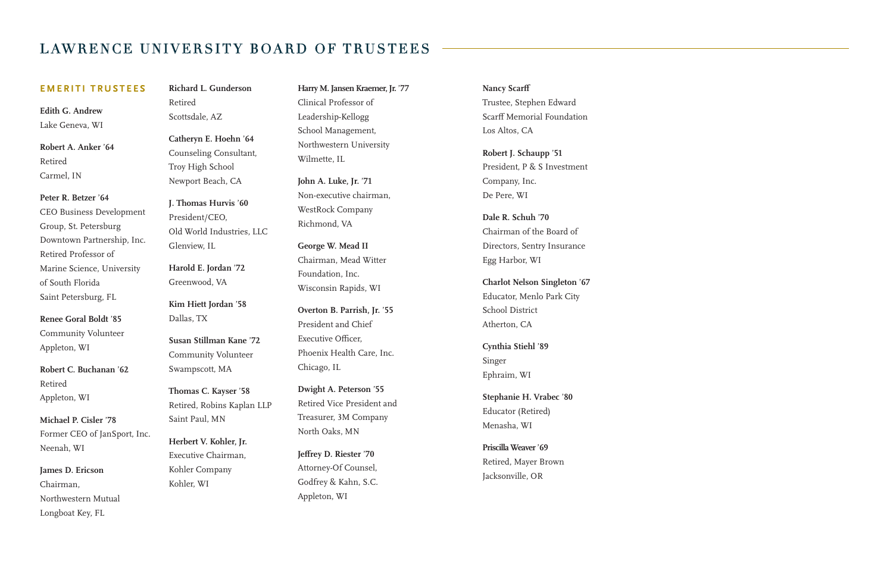# LAWRENCE UNIVERSITY BOARD OF TRUSTEES

## EMERITI TRUSTEES

**Edith G. Andrew**
Lake Geneva, WI

**Robert A. Anker '64**
Retired
Carmel, IN

**Peter R. Betzer '64**
CEO Business Development Group, St. Petersburg Downtown Partnership, Inc.
Retired Professor of Marine Science, University of South Florida
Saint Petersburg, FL

**Renee Goral Boldt '85**
Community Volunteer
Appleton, WI

**Robert C. Buchanan '62**
Retired
Appleton, WI

**Michael P. Cisler '78**
Former CEO of JanSport, Inc.
Neenah, WI

**James D. Ericson**
Chairman,
Northwestern Mutual
Longboat Key, FL

**Richard L. Gunderson**
Retired
Scottsdale, AZ

**Catheryn E. Hoehn '64**
Counseling Consultant,
Troy High School
Newport Beach, CA

**J. Thomas Hurvis '60**
President/CEO,
Old World Industries, LLC
Glenview, IL

**Harold E. Jordan '72**
Greenwood, VA

**Kim Hiett Jordan '58**
Dallas, TX

**Susan Stillman Kane '72**
Community Volunteer
Swampscott, MA

**Thomas C. Kayser '58**
Retired, Robins Kaplan LLP
Saint Paul, MN

**Herbert V. Kohler, Jr.**
Executive Chairman,
Kohler Company
Kohler, WI

**Harry M. Jansen Kraemer, Jr. '77**
Clinical Professor of Leadership-Kellogg School Management,
Northwestern University
Wilmette, IL

**John A. Luke, Jr. '71**
Non-executive chairman,
WestRock Company
Richmond, VA

**George W. Mead II**
Chairman, Mead Witter Foundation, Inc.
Wisconsin Rapids, WI

**Overton B. Parrish, Jr. '55**
President and Chief Executive Officer,
Phoenix Health Care, Inc.
Chicago, IL

**Dwight A. Peterson '55**
Retired Vice President and Treasurer, 3M Company
North Oaks, MN

**Jeffrey D. Riester '70**
Attorney-Of Counsel,
Godfrey & Kahn, S.C.
Appleton, WI

**Nancy Scarff**
Trustee, Stephen Edward Scarff Memorial Foundation
Los Altos, CA

**Robert J. Schaupp '51**
President, P & S Investment Company, Inc.
De Pere, WI

**Dale R. Schuh '70**
Chairman of the Board of Directors, Sentry Insurance
Egg Harbor, WI

**Charlot Nelson Singleton '67**
Educator, Menlo Park City School District
Atherton, CA

**Cynthia Stiehl '89**
Singer
Ephraim, WI

**Stephanie H. Vrabec '80**
Educator (Retired)
Menasha, WI

**Priscilla Weaver '69**
Retired, Mayer Brown
Jacksonville, OR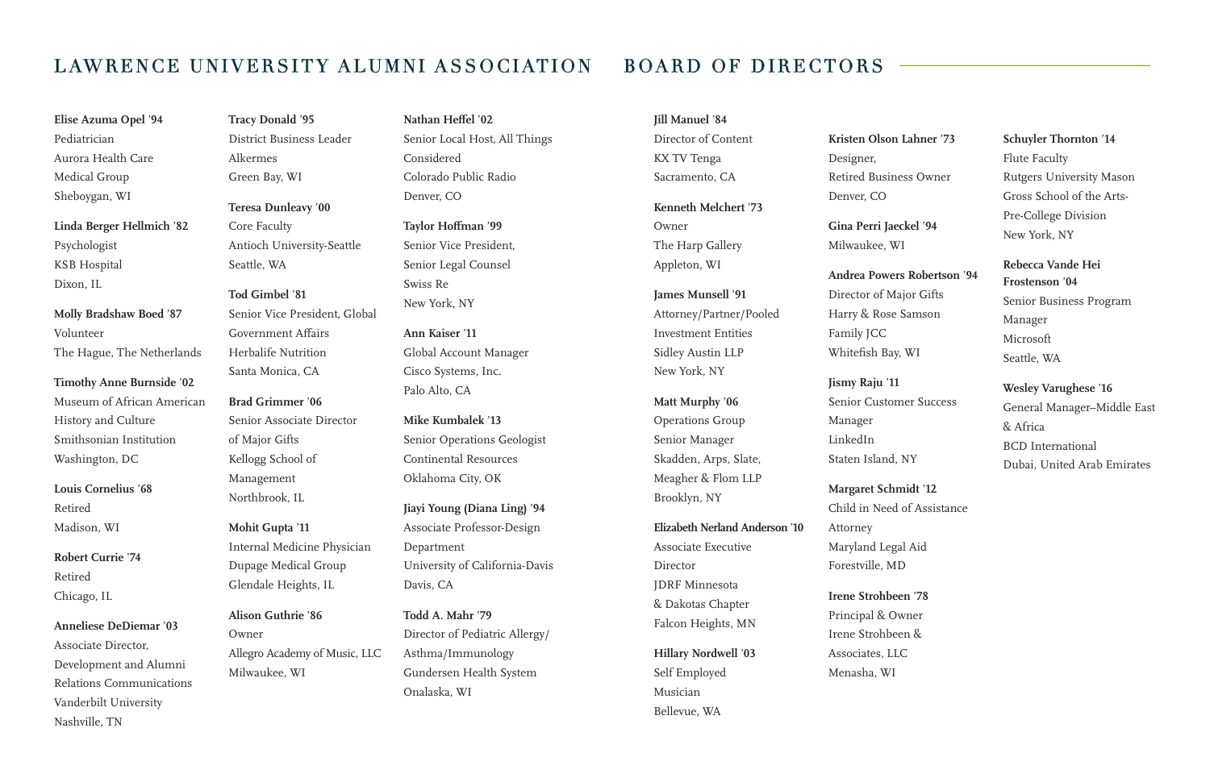# LAWRENCE UNIVERSITY ALUMNI ASSOCIATION BOARD OF DIRECTORS

**Elise Azuma Opel '94**
Pediatrician
Aurora Health Care
Medical Group
Sheboygan, WI

**Linda Berger Hellmich '82**
Psychologist
KSB Hospital
Dixon, IL

**Molly Bradshaw Boed '87**
Volunteer
The Hague, The Netherlands

**Timothy Anne Burnside '02**
Museum of African American
History and Culture
Smithsonian Institution
Washington, DC

**Louis Cornelius '68**
Retired
Madison, WI

**Robert Currie '74**
Retired
Chicago, IL

**Anneliese DeDiemar '03**
Associate Director,
Development and Alumni
Relations Communications
Vanderbilt University
Nashville, TN

**Tracy Donald '95**
District Business Leader
Alkermes
Green Bay, WI

**Teresa Dunleavy '00**
Core Faculty
Antioch University-Seattle
Seattle, WA

**Tod Gimbel '81**
Senior Vice President, Global
Government Affairs
Herbalife Nutrition
Santa Monica, CA

**Brad Grimmer '06**
Senior Associate Director
of Major Gifts
Kellogg School of
Management
Northbrook, IL

**Mohit Gupta '11**
Internal Medicine Physician
Dupage Medical Group
Glendale Heights, IL

**Alison Guthrie '86**
Owner
Allegro Academy of Music, LLC
Milwaukee, WI

**Nathan Heffel '02**
Senior Local Host, All Things
Considered
Colorado Public Radio
Denver, CO

**Taylor Hoffman '99**
Senior Vice President,
Senior Legal Counsel
Swiss Re
New York, NY

**Ann Kaiser '11**
Global Account Manager
Cisco Systems, Inc.
Palo Alto, CA

**Mike Kumbalek '13**
Senior Operations Geologist
Continental Resources
Oklahoma City, OK

**Jiayi Young (Diana Ling) '94**
Associate Professor-Design
Department
University of California-Davis
Davis, CA

**Todd A. Mahr '79**
Director of Pediatric Allergy/
Asthma/Immunology
Gundersen Health System
Onalaska, WI

**Jill Manuel '84**
Director of Content
KX TV Tenga
Sacramento, CA

**Kenneth Melchert '73**
Owner
The Harp Gallery
Appleton, WI

**James Munsell '91**
Attorney/Partner/Pooled
Investment Entities
Sidley Austin LLP
New York, NY

**Matt Murphy '06**
Operations Group
Senior Manager
Skadden, Arps, Slate,
Meagher & Flom LLP
Brooklyn, NY

**Elizabeth Nerland Anderson '10**
Associate Executive
Director
JDRF Minnesota
& Dakotas Chapter
Falcon Heights, MN

**Hillary Nordwell '03**
Self Employed
Musician
Bellevue, WA

**Kristen Olson Lahner '73**
Designer,
Retired Business Owner
Denver, CO

**Gina Perri Jaeckel '94**
Milwaukee, WI

**Andrea Powers Robertson '94**
Director of Major Gifts
Harry & Rose Samson
Family JCC
Whitefish Bay, WI

**Jismy Raju '11**
Senior Customer Success
Manager
LinkedIn
Staten Island, NY

**Margaret Schmidt '12**
Child in Need of Assistance
Attorney
Maryland Legal Aid
Forestville, MD

**Irene Strohbeen '78**
Principal & Owner
Irene Strohbeen &
Associates, LLC
Menasha, WI

**Schuyler Thornton '14**
Flute Faculty
Rutgers University Mason
Gross School of the Arts-
Pre-College Division
New York, NY

**Rebecca Vande Hei Frostenson '04**
Senior Business Program
Manager
Microsoft
Seattle, WA

**Wesley Varughese '16**
General Manager–Middle East
& Africa
BCD International
Dubai, United Arab Emirates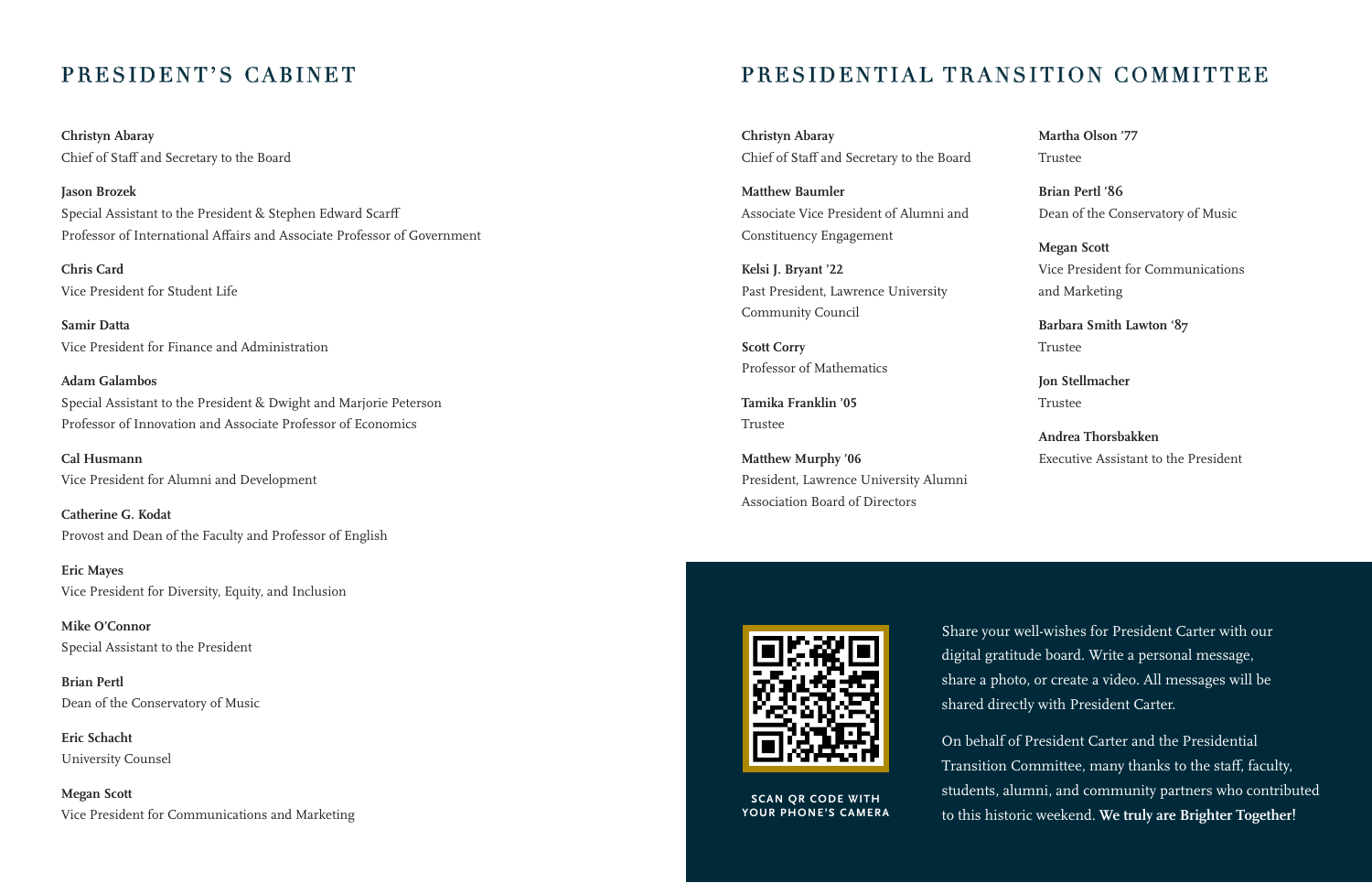## PRESIDENT'S CABINET

**Christyn Abaray**
Chief of Staff and Secretary to the Board

**Jason Brozek**
Special Assistant to the President & Stephen Edward Scarff Professor of International Affairs and Associate Professor of Government

**Chris Card**
Vice President for Student Life

**Samir Datta**
Vice President for Finance and Administration

**Adam Galambos**
Special Assistant to the President & Dwight and Marjorie Peterson Professor of Innovation and Associate Professor of Economics

**Cal Husmann**
Vice President for Alumni and Development

**Catherine G. Kodat**
Provost and Dean of the Faculty and Professor of English

**Eric Mayes**
Vice President for Diversity, Equity, and Inclusion

**Mike O'Connor**
Special Assistant to the President

**Brian Pertl**
Dean of the Conservatory of Music

**Eric Schacht**
University Counsel

**Megan Scott**
Vice President for Communications and Marketing

## PRESIDENTIAL TRANSITION COMMITTEE

**Christyn Abaray**
Chief of Staff and Secretary to the Board

**Matthew Baumler**
Associate Vice President of Alumni and Constituency Engagement

**Kelsi J. Bryant '22**
Past President, Lawrence University Community Council

**Scott Corry**
Professor of Mathematics

**Tamika Franklin '05**
Trustee

**Matthew Murphy '06**
President, Lawrence University Alumni Association Board of Directors

**Martha Olson '77**
Trustee

**Brian Pertl '86**
Dean of the Conservatory of Music

**Megan Scott**
Vice President for Communications and Marketing

**Barbara Smith Lawton '87**
Trustee

**Jon Stellmacher**
Trustee

**Andrea Thorsbakken**
Executive Assistant to the President

SCAN QR CODE WITH YOUR PHONE'S CAMERA

Share your well-wishes for President Carter with our digital gratitude board. Write a personal message, share a photo, or create a video. All messages will be shared directly with President Carter.

On behalf of President Carter and the Presidential Transition Committee, many thanks to the staff, faculty, students, alumni, and community partners who contributed to this historic weekend. **We truly are Brighter Together!**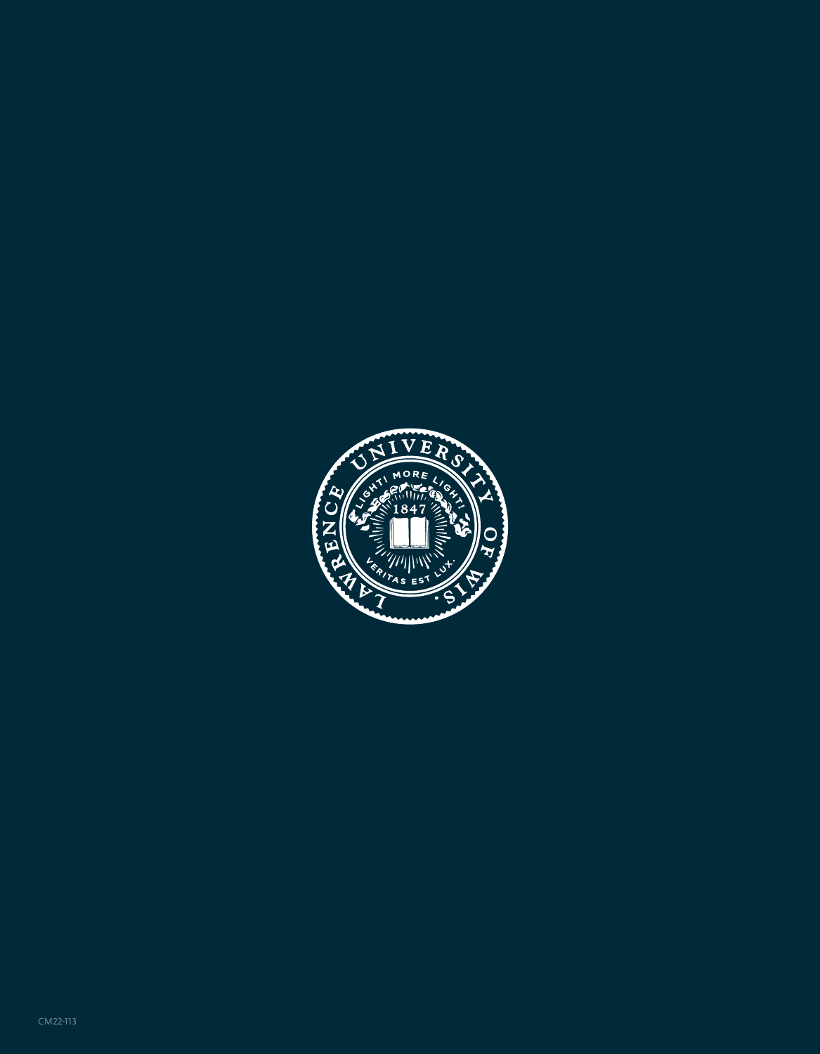LAWRENCE UNIVERSITY OF WIS.

LIGHT! MORE LIGHT!

1847

VERITAS EST LUX.

CM22-113